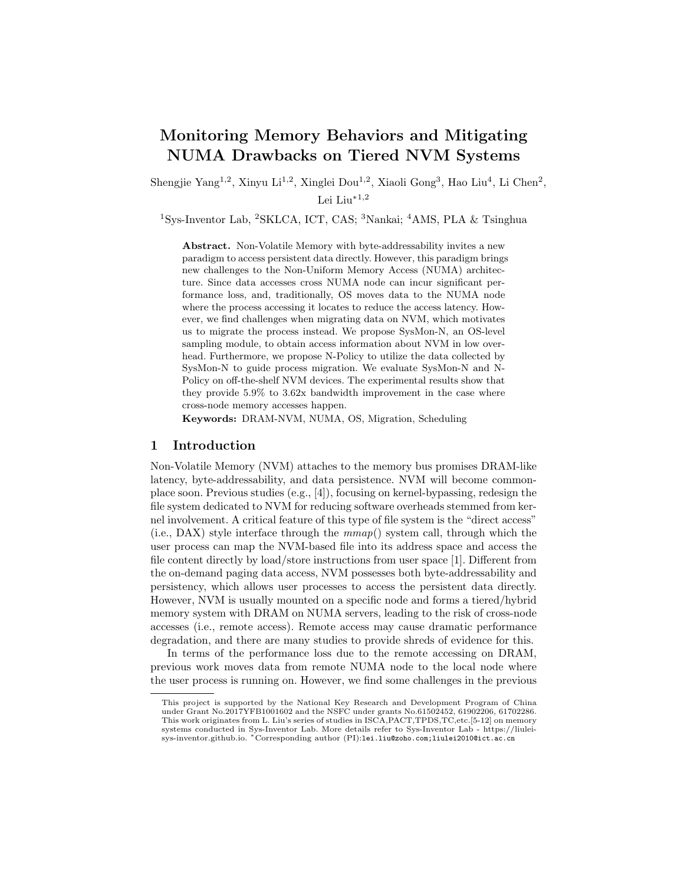# Monitoring Memory Behaviors and Mitigating NUMA Drawbacks on Tiered NVM Systems

Shengjie Yang[1,2], Xinyu Li[1,2], Xinglei Dou[1,2], Xiaoli Gong[3], Hao Liu[4], Li Chen[2], Lei Liu*[1,2]

[1]Sys-Inventor Lab, [2]SKLCA, ICT, CAS; [3]Nankai; [4]AMS, PLA & Tsinghua

**Abstract.** Non-Volatile Memory with byte-addressability invites a new paradigm to access persistent data directly. However, this paradigm brings new challenges to the Non-Uniform Memory Access (NUMA) architecture. Since data accesses cross NUMA node can incur significant performance loss, and, traditionally, OS moves data to the NUMA node where the process accessing it locates to reduce the access latency. However, we find challenges when migrating data on NVM, which motivates us to migrate the process instead. We propose SysMon-N, an OS-level sampling module, to obtain access information about NVM in low overhead. Furthermore, we propose N-Policy to utilize the data collected by SysMon-N to guide process migration. We evaluate SysMon-N and N-Policy on off-the-shelf NVM devices. The experimental results show that they provide 5.9% to 3.62x bandwidth improvement in the case where cross-node memory accesses happen.

**Keywords:** DRAM-NVM, NUMA, OS, Migration, Scheduling

## 1 Introduction

Non-Volatile Memory (NVM) attaches to the memory bus promises DRAM-like latency, byte-addressability, and data persistence. NVM will become commonplace soon. Previous studies (e.g., [4]), focusing on kernel-bypassing, redesign the file system dedicated to NVM for reducing software overheads stemmed from kernel involvement. A critical feature of this type of file system is the "direct access" (i.e., DAX) style interface through the *mmap*() system call, through which the user process can map the NVM-based file into its address space and access the file content directly by load/store instructions from user space [1]. Different from the on-demand paging data access, NVM possesses both byte-addressability and persistency, which allows user processes to access the persistent data directly. However, NVM is usually mounted on a specific node and forms a tiered/hybrid memory system with DRAM on NUMA servers, leading to the risk of cross-node accesses (i.e., remote access). Remote access may cause dramatic performance degradation, and there are many studies to provide shreds of evidence for this.

In terms of the performance loss due to the remote accessing on DRAM, previous work moves data from remote NUMA node to the local node where the user process is running on. However, we find some challenges in the previous

This project is supported by the National Key Research and Development Program of China under Grant No.2017YFB1001602 and the NSFC under grants No.61502452, 61902206, 61702286. This work originates from L. Liu's series of studies in ISCA,PACT,TPDS,TC,etc.[5-12] on memory systems conducted in Sys-Inventor Lab. More details refer to Sys-Inventor Lab - https://liulei-sys-inventor.github.io. *Corresponding author (PI):lei.liu@zoho.com;liulei2010@ict.ac.cn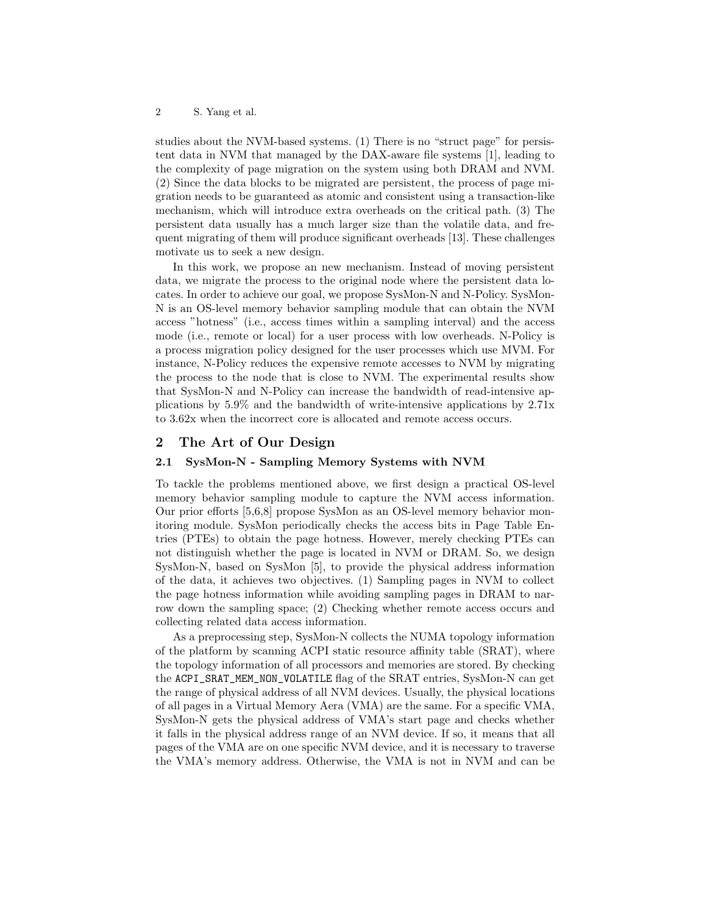studies about the NVM-based systems. (1) There is no "struct page" for persistent data in NVM that managed by the DAX-aware file systems [1], leading to the complexity of page migration on the system using both DRAM and NVM. (2) Since the data blocks to be migrated are persistent, the process of page migration needs to be guaranteed as atomic and consistent using a transaction-like mechanism, which will introduce extra overheads on the critical path. (3) The persistent data usually has a much larger size than the volatile data, and frequent migrating of them will produce significant overheads [13]. These challenges motivate us to seek a new design.

In this work, we propose an new mechanism. Instead of moving persistent data, we migrate the process to the original node where the persistent data locates. In order to achieve our goal, we propose SysMon-N and N-Policy. SysMon-N is an OS-level memory behavior sampling module that can obtain the NVM access "hotness" (i.e., access times within a sampling interval) and the access mode (i.e., remote or local) for a user process with low overheads. N-Policy is a process migration policy designed for the user processes which use MVM. For instance, N-Policy reduces the expensive remote accesses to NVM by migrating the process to the node that is close to NVM. The experimental results show that SysMon-N and N-Policy can increase the bandwidth of read-intensive applications by 5.9% and the bandwidth of write-intensive applications by 2.71x to 3.62x when the incorrect core is allocated and remote access occurs.

## 2 The Art of Our Design

### 2.1 SysMon-N - Sampling Memory Systems with NVM

To tackle the problems mentioned above, we first design a practical OS-level memory behavior sampling module to capture the NVM access information. Our prior efforts [5,6,8] propose SysMon as an OS-level memory behavior monitoring module. SysMon periodically checks the access bits in Page Table Entries (PTEs) to obtain the page hotness. However, merely checking PTEs can not distinguish whether the page is located in NVM or DRAM. So, we design SysMon-N, based on SysMon [5], to provide the physical address information of the data, it achieves two objectives. (1) Sampling pages in NVM to collect the page hotness information while avoiding sampling pages in DRAM to narrow down the sampling space; (2) Checking whether remote access occurs and collecting related data access information.

As a preprocessing step, SysMon-N collects the NUMA topology information of the platform by scanning ACPI static resource affinity table (SRAT), where the topology information of all processors and memories are stored. By checking the `ACPI_SRAT_MEM_NON_VOLATILE` flag of the SRAT entries, SysMon-N can get the range of physical address of all NVM devices. Usually, the physical locations of all pages in a Virtual Memory Aera (VMA) are the same. For a specific VMA, SysMon-N gets the physical address of VMA's start page and checks whether it falls in the physical address range of an NVM device. If so, it means that all pages of the VMA are on one specific NVM device, and it is necessary to traverse the VMA's memory address. Otherwise, the VMA is not in NVM and can be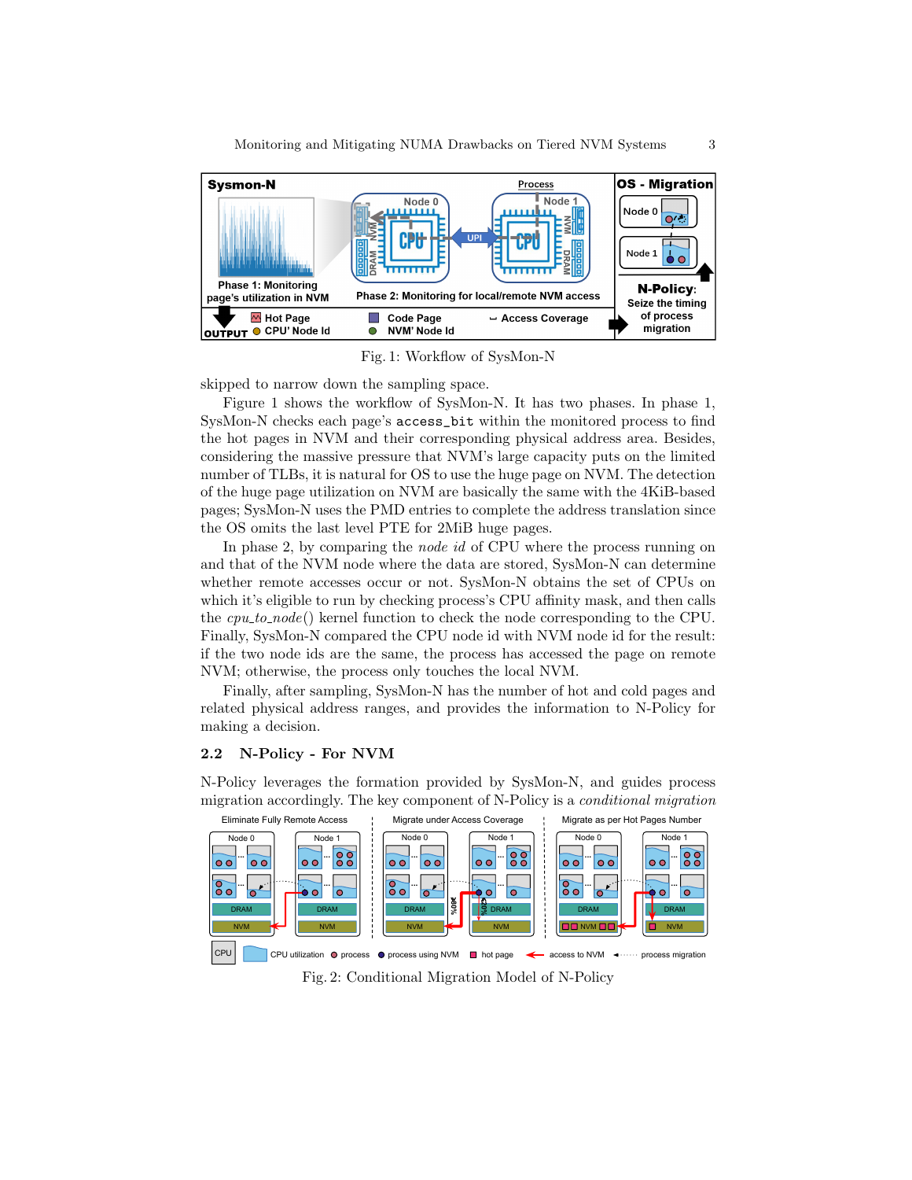Sysmon-N

Phase 1: Monitoring page's utilization in NVM

Node 0

Node 1

Process

UPI

CPU

NVM

DRAM

Phase 2: Monitoring for local/remote NVM access

OS - Migration

Node 0

Node 1

N-Policy: Seize the timing of process migration

OUTPUT

Hot Page

CPU' Node Id

Code Page

NVM' Node Id

Access Coverage

Fig. 1: Workflow of SysMon-N

skipped to narrow down the sampling space.

Figure 1 shows the workflow of SysMon-N. It has two phases. In phase 1, SysMon-N checks each page's `access_bit` within the monitored process to find the hot pages in NVM and their corresponding physical address area. Besides, considering the massive pressure that NVM's large capacity puts on the limited number of TLBs, it is natural for OS to use the huge page on NVM. The detection of the huge page utilization on NVM are basically the same with the 4KiB-based pages; SysMon-N uses the PMD entries to complete the address translation since the OS omits the last level PTE for 2MiB huge pages.

In phase 2, by comparing the *node id* of CPU where the process running on and that of the NVM node where the data are stored, SysMon-N can determine whether remote accesses occur or not. SysMon-N obtains the set of CPUs on which it's eligible to run by checking process's CPU affinity mask, and then calls the *cpu_to_node*() kernel function to check the node corresponding to the CPU. Finally, SysMon-N compared the CPU node id with NVM node id for the result: if the two node ids are the same, the process has accessed the page on remote NVM; otherwise, the process only touches the local NVM.

Finally, after sampling, SysMon-N has the number of hot and cold pages and related physical address ranges, and provides the information to N-Policy for making a decision.

## 2.2 N-Policy - For NVM

N-Policy leverages the formation provided by SysMon-N, and guides process migration accordingly. The key component of N-Policy is a *conditional migration*

Eliminate Fully Remote Access

Migrate under Access Coverage

Migrate as per Hot Pages Number

Node 0

Node 1

DRAM

NVM

80%

40%

CPU

CPU utilization

process

process using NVM

hot page

access to NVM

process migration

Fig. 2: Conditional Migration Model of N-Policy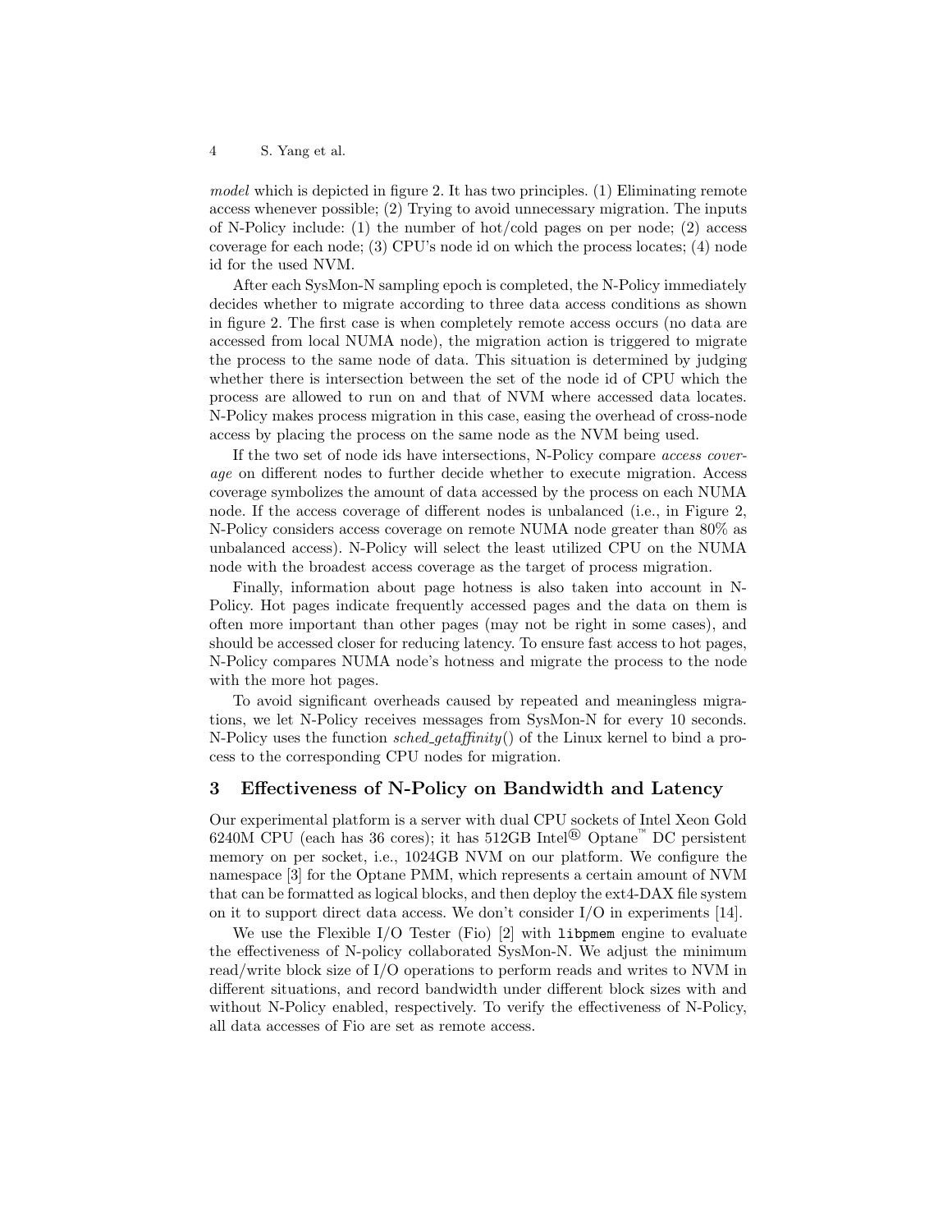*model* which is depicted in figure 2. It has two principles. (1) Eliminating remote access whenever possible; (2) Trying to avoid unnecessary migration. The inputs of N-Policy include: (1) the number of hot/cold pages on per node; (2) access coverage for each node; (3) CPU's node id on which the process locates; (4) node id for the used NVM.

After each SysMon-N sampling epoch is completed, the N-Policy immediately decides whether to migrate according to three data access conditions as shown in figure 2. The first case is when completely remote access occurs (no data are accessed from local NUMA node), the migration action is triggered to migrate the process to the same node of data. This situation is determined by judging whether there is intersection between the set of the node id of CPU which the process are allowed to run on and that of NVM where accessed data locates. N-Policy makes process migration in this case, easing the overhead of cross-node access by placing the process on the same node as the NVM being used.

If the two set of node ids have intersections, N-Policy compare *access coverage* on different nodes to further decide whether to execute migration. Access coverage symbolizes the amount of data accessed by the process on each NUMA node. If the access coverage of different nodes is unbalanced (i.e., in Figure 2, N-Policy considers access coverage on remote NUMA node greater than 80% as unbalanced access). N-Policy will select the least utilized CPU on the NUMA node with the broadest access coverage as the target of process migration.

Finally, information about page hotness is also taken into account in N-Policy. Hot pages indicate frequently accessed pages and the data on them is often more important than other pages (may not be right in some cases), and should be accessed closer for reducing latency. To ensure fast access to hot pages, N-Policy compares NUMA node's hotness and migrate the process to the node with the more hot pages.

To avoid significant overheads caused by repeated and meaningless migrations, we let N-Policy receives messages from SysMon-N for every 10 seconds. N-Policy uses the function *sched_getaffinity*() of the Linux kernel to bind a process to the corresponding CPU nodes for migration.

## 3 Effectiveness of N-Policy on Bandwidth and Latency

Our experimental platform is a server with dual CPU sockets of Intel Xeon Gold 6240M CPU (each has 36 cores); it has 512GB Intel® Optane™ DC persistent memory on per socket, i.e., 1024GB NVM on our platform. We configure the namespace [3] for the Optane PMM, which represents a certain amount of NVM that can be formatted as logical blocks, and then deploy the ext4-DAX file system on it to support direct data access. We don't consider I/O in experiments [14].

We use the Flexible I/O Tester (Fio) [2] with `libpmem` engine to evaluate the effectiveness of N-policy collaborated SysMon-N. We adjust the minimum read/write block size of I/O operations to perform reads and writes to NVM in different situations, and record bandwidth under different block sizes with and without N-Policy enabled, respectively. To verify the effectiveness of N-Policy, all data accesses of Fio are set as remote access.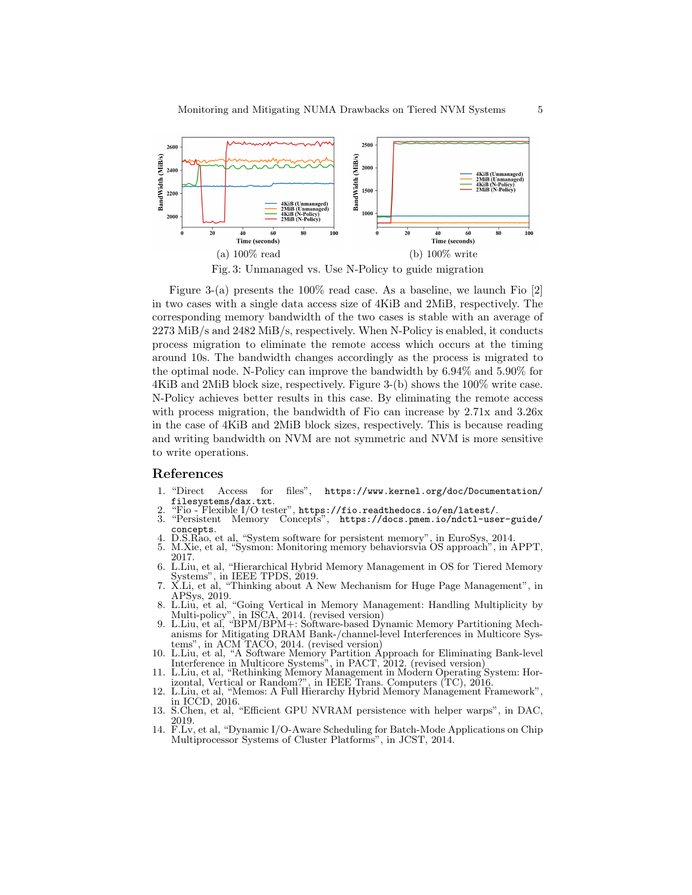2600
2400
2200
2000
BandWidth (MiB/s)
0 20 40 60 80 100
Time (seconds)
4KiB (Unmanaged)
2MiB (Unmanaged)
4KiB (N-Policy)
2MiB (N-Policy)

(a) 100% read

2500
2000
1500
1000
BandWidth (MiB/s)
0 20 40 60 80 100
Time (seconds)
4KiB (Unmanaged)
2MiB (Unmanaged)
4KiB (N-Policy)
2MiB (N-Policy)

(b) 100% write

Fig. 3: Unmanaged vs. Use N-Policy to guide migration

Figure 3-(a) presents the 100% read case. As a baseline, we launch Fio [2] in two cases with a single data access size of 4KiB and 2MiB, respectively. The corresponding memory bandwidth of the two cases is stable with an average of 2273 MiB/s and 2482 MiB/s, respectively. When N-Policy is enabled, it conducts process migration to eliminate the remote access which occurs at the timing around 10s. The bandwidth changes accordingly as the process is migrated to the optimal node. N-Policy can improve the bandwidth by 6.94% and 5.90% for 4KiB and 2MiB block size, respectively. Figure 3-(b) shows the 100% write case. N-Policy achieves better results in this case. By eliminating the remote access with process migration, the bandwidth of Fio can increase by 2.71x and 3.26x in the case of 4KiB and 2MiB block sizes, respectively. This is because reading and writing bandwidth on NVM are not symmetric and NVM is more sensitive to write operations.

## References

1. "Direct Access for files", `https://www.kernel.org/doc/Documentation/filesystems/dax.txt`.
2. "Fio - Flexible I/O tester", `https://fio.readthedocs.io/en/latest/`.
3. "Persistent Memory Concepts", `https://docs.pmem.io/ndctl-user-guide/concepts`.
4. D.S.Rao, et al, "System software for persistent memory", in EuroSys, 2014.
5. M.Xie, et al, "Sysmon: Monitoring memory behaviorsvia OS approach", in APPT, 2017.
6. L.Liu, et al, "Hierarchical Hybrid Memory Management in OS for Tiered Memory Systems", in IEEE TPDS, 2019.
7. X.Li, et al, "Thinking about A New Mechanism for Huge Page Management", in APSys, 2019.
8. L.Liu, et al, "Going Vertical in Memory Management: Handling Multiplicity by Multi-policy", in ISCA, 2014. (revised version)
9. L.Liu, et al, "BPM/BPM+: Software-based Dynamic Memory Partitioning Mechanisms for Mitigating DRAM Bank-/channel-level Interferences in Multicore Systems", in ACM TACO, 2014. (revised version)
10. L.Liu, et al, "A Software Memory Partition Approach for Eliminating Bank-level Interference in Multicore Systems", in PACT, 2012. (revised version)
11. L.Liu, et al, "Rethinking Memory Management in Modern Operating System: Horizontal, Vertical or Random?", in IEEE Trans. Computers (TC), 2016.
12. L.Liu, et al, "Memos: A Full Hierarchy Hybrid Memory Management Framework", in ICCD, 2016.
13. S.Chen, et al, "Efficient GPU NVRAM persistence with helper warps", in DAC, 2019.
14. F.Lv, et al, "Dynamic I/O-Aware Scheduling for Batch-Mode Applications on Chip Multiprocessor Systems of Cluster Platforms", in JCST, 2014.